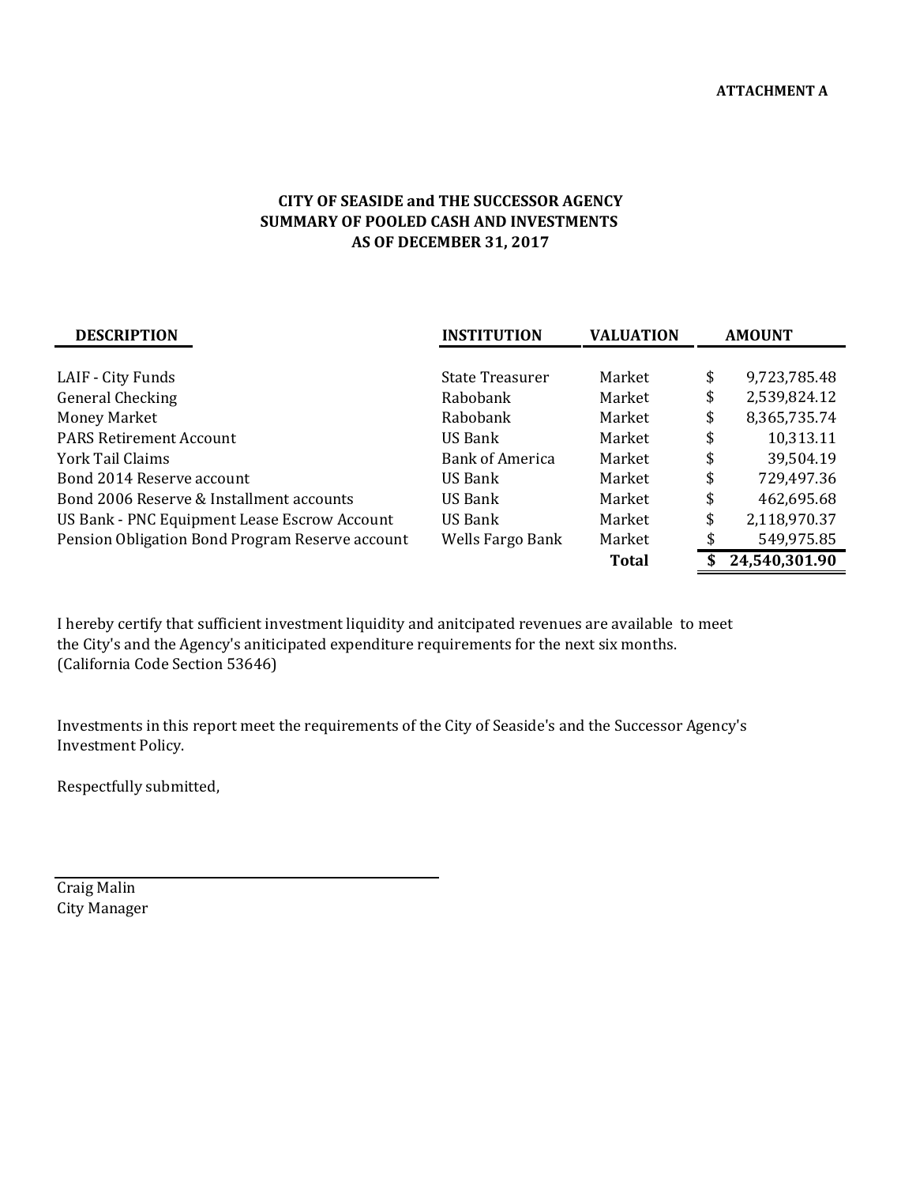**ATTACHMENT A**

**CITY OF SEASIDE and THE SUCCESSOR AGENCY**
**SUMMARY OF POOLED CASH AND INVESTMENTS**
**AS OF DECEMBER 31, 2017**

| DESCRIPTION | INSTITUTION | VALUATION | AMOUNT |
|---|---|---|---|
| LAIF - City Funds | State Treasurer | Market | $ 9,723,785.48 |
| General Checking | Rabobank | Market | $ 2,539,824.12 |
| Money Market | Rabobank | Market | $ 8,365,735.74 |
| PARS Retirement Account | US Bank | Market | $ 10,313.11 |
| York Tail Claims | Bank of America | Market | $ 39,504.19 |
| Bond 2014 Reserve account | US Bank | Market | $ 729,497.36 |
| Bond 2006 Reserve & Installment accounts | US Bank | Market | $ 462,695.68 |
| US Bank - PNC Equipment Lease Escrow Account | US Bank | Market | $ 2,118,970.37 |
| Pension Obligation Bond Program Reserve account | Wells Fargo Bank | Market | $ 549,975.85 |
| | | **Total** | **$ 24,540,301.90** |

I hereby certify that sufficient investment liquidity and anitcipated revenues are available to meet the City's and the Agency's aniticipated expenditure requirements for the next six months. (California Code Section 53646)

Investments in this report meet the requirements of the City of Seaside's and the Successor Agency's Investment Policy.

Respectfully submitted,

Craig Malin
City Manager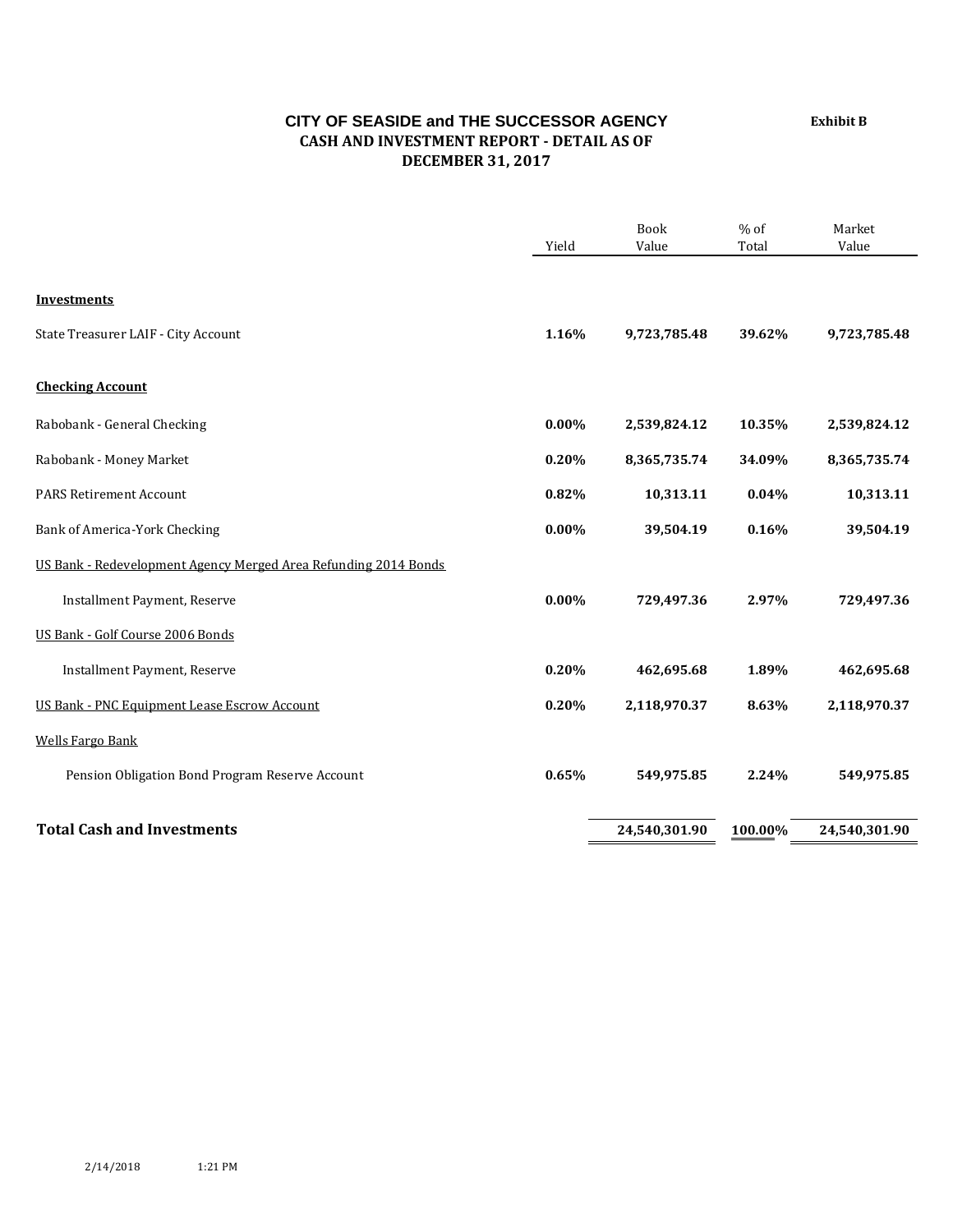# CITY OF SEASIDE and THE SUCCESSOR AGENCY

**Exhibit B**

## CASH AND INVESTMENT REPORT - DETAIL AS OF DECEMBER 31, 2017

| | Yield | Book Value | % of Total | Market Value |
|---|---|---|---|---|
| **Investments** | | | | |
| State Treasurer LAIF - City Account | **1.16%** | **9,723,785.48** | **39.62%** | **9,723,785.48** |
| **Checking Account** | | | | |
| Rabobank - General Checking | **0.00%** | **2,539,824.12** | **10.35%** | **2,539,824.12** |
| Rabobank - Money Market | **0.20%** | **8,365,735.74** | **34.09%** | **8,365,735.74** |
| PARS Retirement Account | **0.82%** | **10,313.11** | **0.04%** | **10,313.11** |
| Bank of America-York Checking | **0.00%** | **39,504.19** | **0.16%** | **39,504.19** |
| US Bank - Redevelopment Agency Merged Area Refunding 2014 Bonds | | | | |
| Installment Payment, Reserve | **0.00%** | **729,497.36** | **2.97%** | **729,497.36** |
| US Bank - Golf Course 2006 Bonds | | | | |
| Installment Payment, Reserve | **0.20%** | **462,695.68** | **1.89%** | **462,695.68** |
| US Bank - PNC Equipment Lease Escrow Account | **0.20%** | **2,118,970.37** | **8.63%** | **2,118,970.37** |
| Wells Fargo Bank | | | | |
| Pension Obligation Bond Program Reserve Account | **0.65%** | **549,975.85** | **2.24%** | **549,975.85** |
| **Total Cash and Investments** | | **24,540,301.90** | **100.00%** | **24,540,301.90** |

2/14/2018 1:21 PM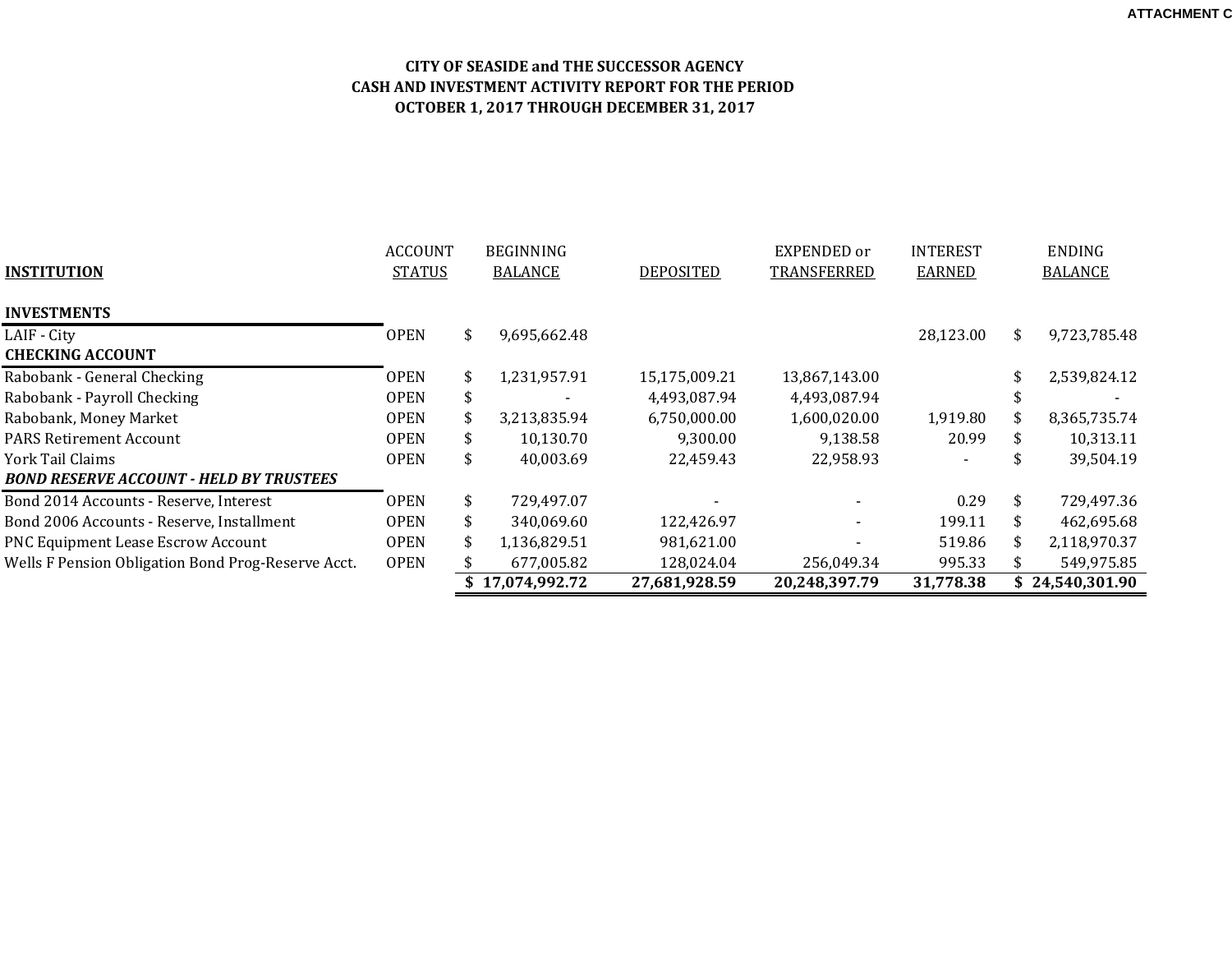ATTACHMENT C

**CITY OF SEASIDE and THE SUCCESSOR AGENCY**
**CASH AND INVESTMENT ACTIVITY REPORT FOR THE PERIOD**
**OCTOBER 1, 2017 THROUGH DECEMBER 31, 2017**

| INSTITUTION | ACCOUNT STATUS | BEGINNING BALANCE | DEPOSITED | EXPENDED or TRANSFERRED | INTEREST EARNED | ENDING BALANCE |
|---|---|---|---|---|---|---|
| **INVESTMENTS** | | | | | | |
| LAIF - City | OPEN | $ 9,695,662.48 | | | 28,123.00 | $ 9,723,785.48 |
| **CHECKING ACCOUNT** | | | | | | |
| Rabobank - General Checking | OPEN | $ 1,231,957.91 | 15,175,009.21 | 13,867,143.00 | | $ 2,539,824.12 |
| Rabobank - Payroll Checking | OPEN | $ - | 4,493,087.94 | 4,493,087.94 | | $ - |
| Rabobank, Money Market | OPEN | $ 3,213,835.94 | 6,750,000.00 | 1,600,020.00 | 1,919.80 | $ 8,365,735.74 |
| PARS Retirement Account | OPEN | $ 10,130.70 | 9,300.00 | 9,138.58 | 20.99 | $ 10,313.11 |
| York Tail Claims | OPEN | $ 40,003.69 | 22,459.43 | 22,958.93 | - | $ 39,504.19 |
| ***BOND RESERVE ACCOUNT - HELD BY TRUSTEES*** | | | | | | |
| Bond 2014 Accounts - Reserve, Interest | OPEN | $ 729,497.07 | - | - | 0.29 | $ 729,497.36 |
| Bond 2006 Accounts - Reserve, Installment | OPEN | $ 340,069.60 | 122,426.97 | - | 199.11 | $ 462,695.68 |
| PNC Equipment Lease Escrow Account | OPEN | $ 1,136,829.51 | 981,621.00 | - | 519.86 | $ 2,118,970.37 |
| Wells F Pension Obligation Bond Prog-Reserve Acct. | OPEN | $ 677,005.82 | 128,024.04 | 256,049.34 | 995.33 | $ 549,975.85 |
| | | **$ 17,074,992.72** | **27,681,928.59** | **20,248,397.79** | **31,778.38** | **$ 24,540,301.90** |